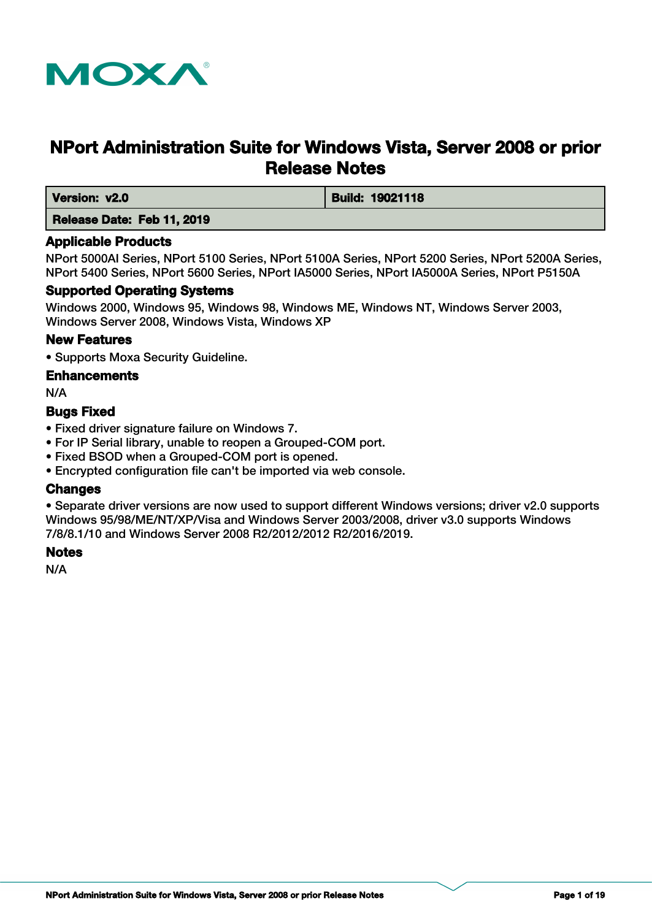MOXA®

# NPort Administration Suite for Windows Vista, Server 2008 or prior Release Notes

| Version: v2.0 | Build: 19021118 |
| --- | --- |
| Release Date: Feb 11, 2019 | |

## Applicable Products

NPort 5000AI Series, NPort 5100 Series, NPort 5100A Series, NPort 5200 Series, NPort 5200A Series, NPort 5400 Series, NPort 5600 Series, NPort IA5000 Series, NPort IA5000A Series, NPort P5150A

## Supported Operating Systems

Windows 2000, Windows 95, Windows 98, Windows ME, Windows NT, Windows Server 2003, Windows Server 2008, Windows Vista, Windows XP

## New Features

- Supports Moxa Security Guideline.

## Enhancements

N/A

## Bugs Fixed

- Fixed driver signature failure on Windows 7.
- For IP Serial library, unable to reopen a Grouped-COM port.
- Fixed BSOD when a Grouped-COM port is opened.
- Encrypted configuration file can't be imported via web console.

## Changes

- Separate driver versions are now used to support different Windows versions; driver v2.0 supports Windows 95/98/ME/NT/XP/Visa and Windows Server 2003/2008, driver v3.0 supports Windows 7/8/8.1/10 and Windows Server 2008 R2/2012/2012 R2/2016/2019.

## Notes

N/A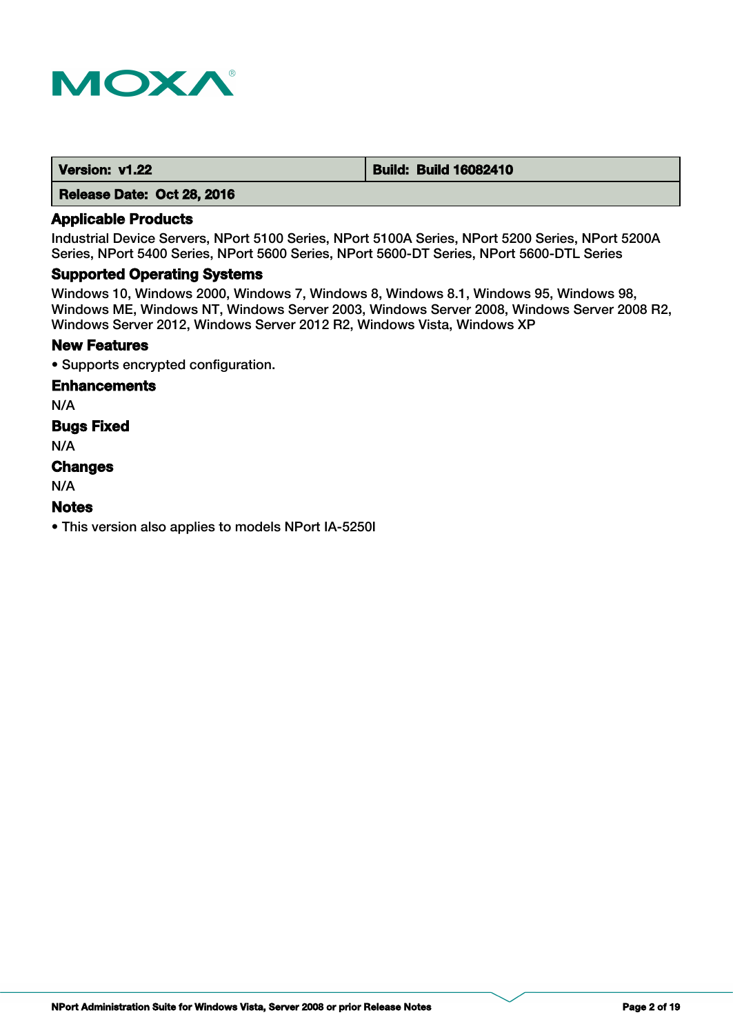| **Version: v1.22** | **Build: Build 16082410** |
| --- | --- |
| **Release Date: Oct 28, 2016** | |

### Applicable Products

Industrial Device Servers, NPort 5100 Series, NPort 5100A Series, NPort 5200 Series, NPort 5200A Series, NPort 5400 Series, NPort 5600 Series, NPort 5600-DT Series, NPort 5600-DTL Series

### Supported Operating Systems

Windows 10, Windows 2000, Windows 7, Windows 8, Windows 8.1, Windows 95, Windows 98, Windows ME, Windows NT, Windows Server 2003, Windows Server 2008, Windows Server 2008 R2, Windows Server 2012, Windows Server 2012 R2, Windows Vista, Windows XP

### New Features

- Supports encrypted configuration.

### Enhancements

N/A

### Bugs Fixed

N/A

### Changes

N/A

### Notes

- This version also applies to models NPort IA-5250I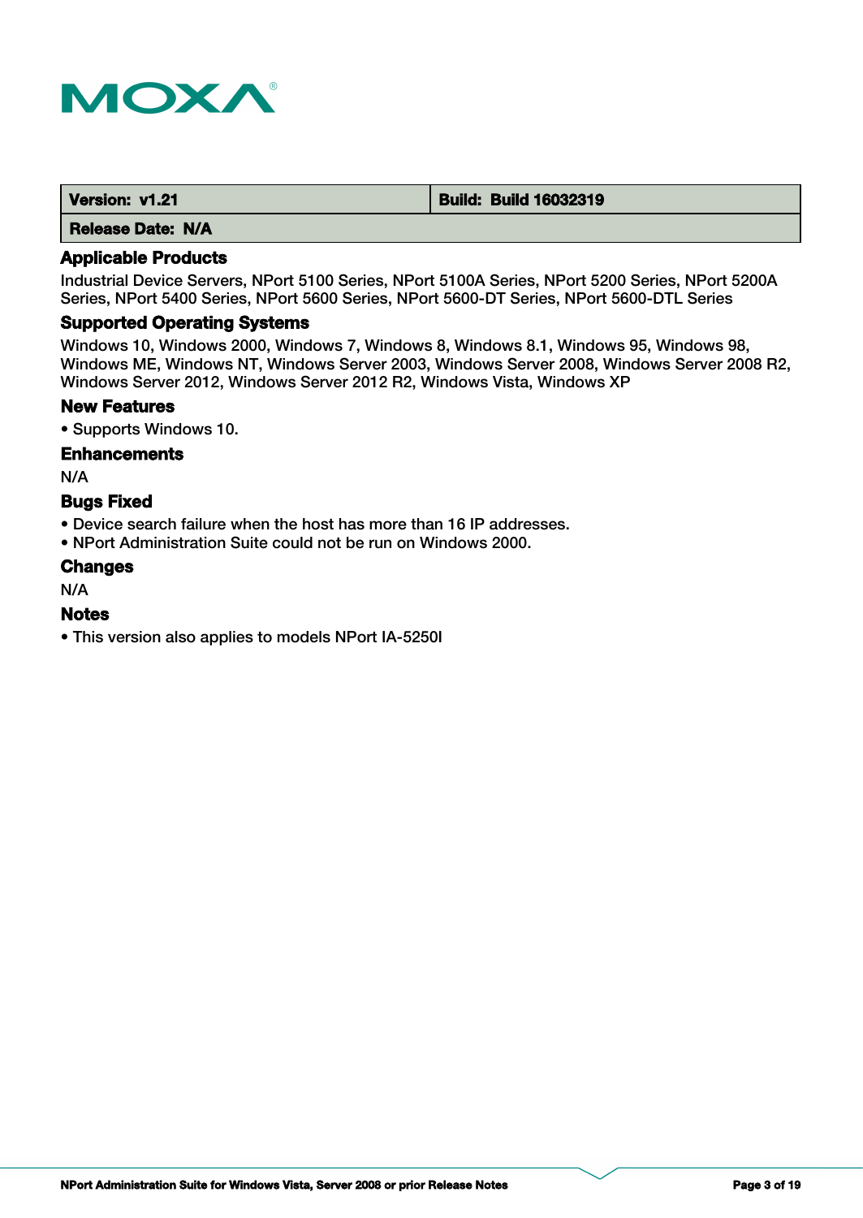| **Version: v1.21** | **Build: Build 16032319** |
| --- | --- |
| **Release Date: N/A** | |

### Applicable Products

Industrial Device Servers, NPort 5100 Series, NPort 5100A Series, NPort 5200 Series, NPort 5200A Series, NPort 5400 Series, NPort 5600 Series, NPort 5600-DT Series, NPort 5600-DTL Series

### Supported Operating Systems

Windows 10, Windows 2000, Windows 7, Windows 8, Windows 8.1, Windows 95, Windows 98, Windows ME, Windows NT, Windows Server 2003, Windows Server 2008, Windows Server 2008 R2, Windows Server 2012, Windows Server 2012 R2, Windows Vista, Windows XP

### New Features

- Supports Windows 10.

### Enhancements

N/A

### Bugs Fixed

- Device search failure when the host has more than 16 IP addresses.
- NPort Administration Suite could not be run on Windows 2000.

### Changes

N/A

### Notes

- This version also applies to models NPort IA-5250I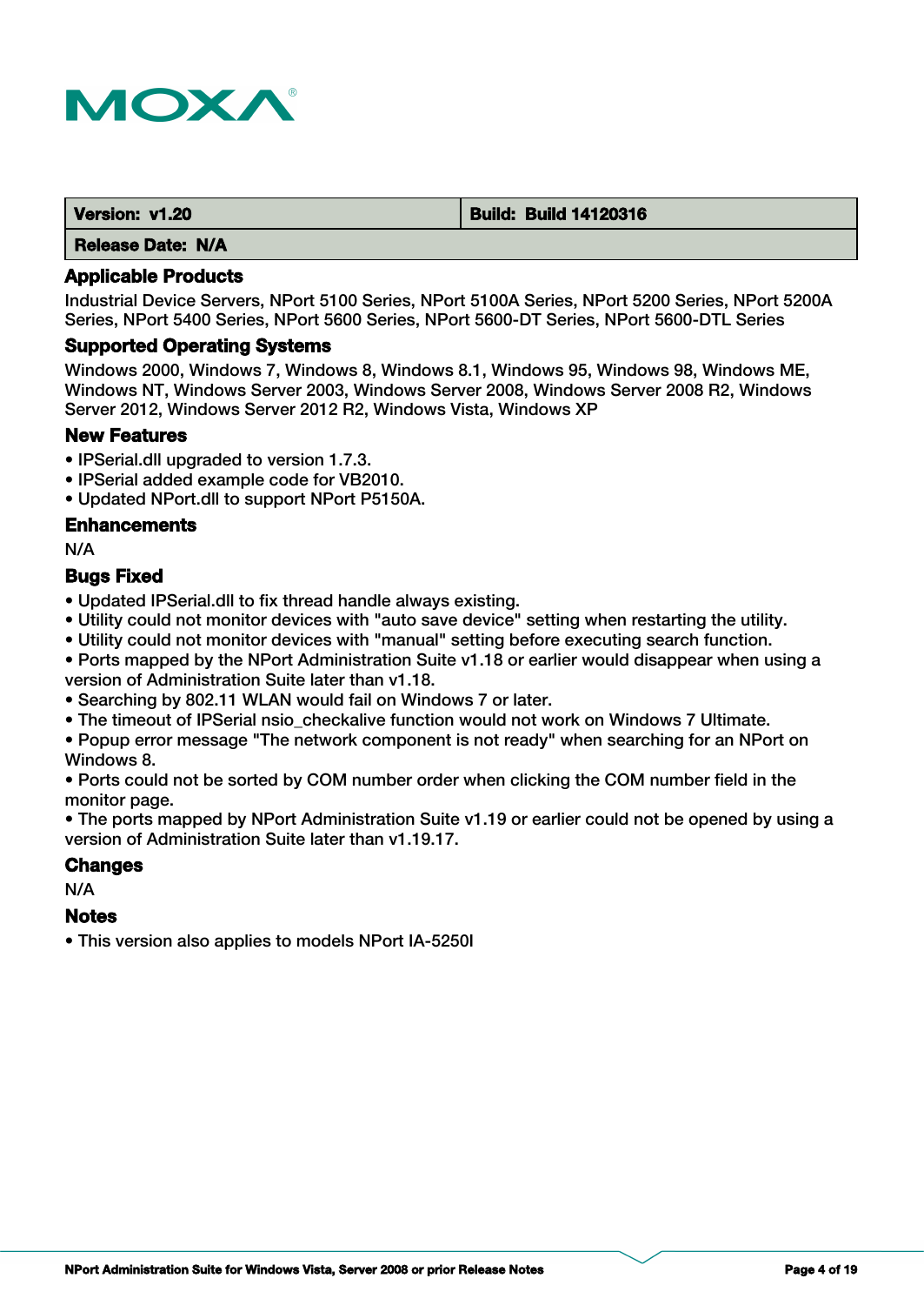| Version: v1.20 | Build: Build 14120316 |
| --- | --- |
| Release Date: N/A | |

## Applicable Products

Industrial Device Servers, NPort 5100 Series, NPort 5100A Series, NPort 5200 Series, NPort 5200A Series, NPort 5400 Series, NPort 5600 Series, NPort 5600-DT Series, NPort 5600-DTL Series

## Supported Operating Systems

Windows 2000, Windows 7, Windows 8, Windows 8.1, Windows 95, Windows 98, Windows ME, Windows NT, Windows Server 2003, Windows Server 2008, Windows Server 2008 R2, Windows Server 2012, Windows Server 2012 R2, Windows Vista, Windows XP

## New Features

- IPSerial.dll upgraded to version 1.7.3.
- IPSerial added example code for VB2010.
- Updated NPort.dll to support NPort P5150A.

## Enhancements

N/A

## Bugs Fixed

- Updated IPSerial.dll to fix thread handle always existing.
- Utility could not monitor devices with "auto save device" setting when restarting the utility.
- Utility could not monitor devices with "manual" setting before executing search function.
- Ports mapped by the NPort Administration Suite v1.18 or earlier would disappear when using a version of Administration Suite later than v1.18.
- Searching by 802.11 WLAN would fail on Windows 7 or later.
- The timeout of IPSerial nsio_checkalive function would not work on Windows 7 Ultimate.
- Popup error message "The network component is not ready" when searching for an NPort on Windows 8.
- Ports could not be sorted by COM number order when clicking the COM number field in the monitor page.
- The ports mapped by NPort Administration Suite v1.19 or earlier could not be opened by using a version of Administration Suite later than v1.19.17.

## Changes

N/A

## Notes

- This version also applies to models NPort IA-5250I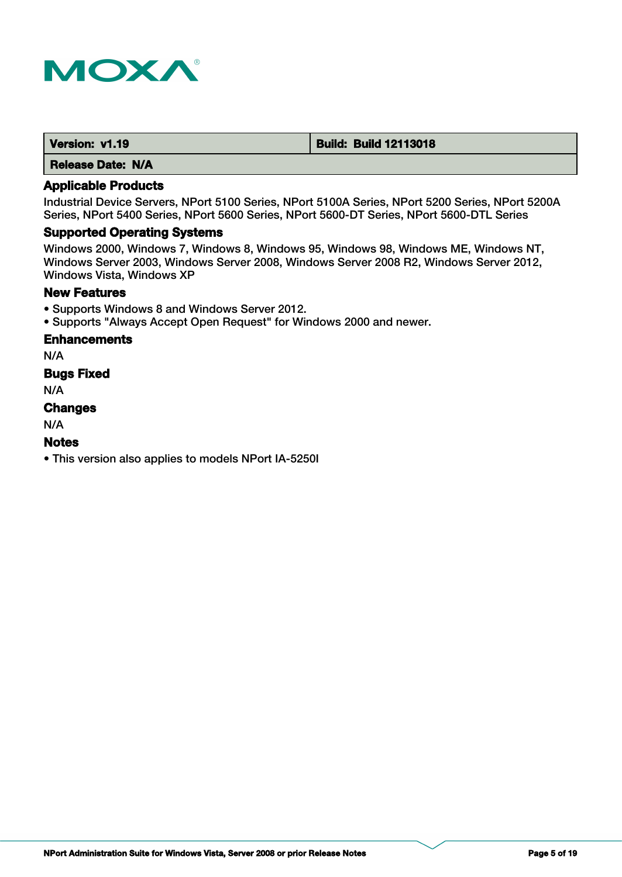| Version: v1.19 | Build: Build 12113018 |
| --- | --- |
| Release Date: N/A | |

### Applicable Products

Industrial Device Servers, NPort 5100 Series, NPort 5100A Series, NPort 5200 Series, NPort 5200A Series, NPort 5400 Series, NPort 5600 Series, NPort 5600-DT Series, NPort 5600-DTL Series

### Supported Operating Systems

Windows 2000, Windows 7, Windows 8, Windows 95, Windows 98, Windows ME, Windows NT, Windows Server 2003, Windows Server 2008, Windows Server 2008 R2, Windows Server 2012, Windows Vista, Windows XP

### New Features

- Supports Windows 8 and Windows Server 2012.
- Supports "Always Accept Open Request" for Windows 2000 and newer.

### Enhancements

N/A

### Bugs Fixed

N/A

### Changes

N/A

### Notes

- This version also applies to models NPort IA-5250I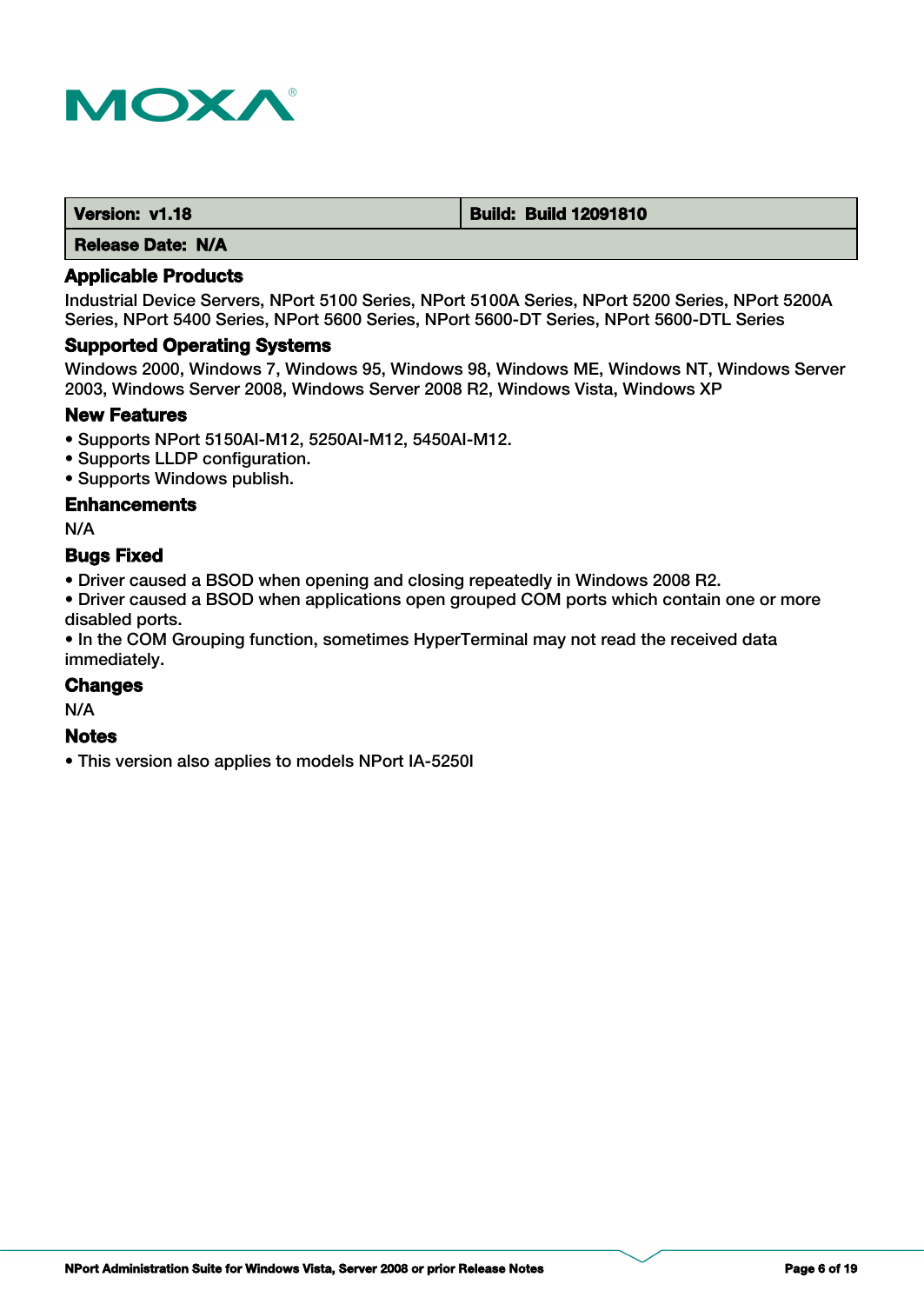| Version: v1.18 | Build: Build 12091810 |
| --- | --- |
| Release Date: N/A | |

### Applicable Products

Industrial Device Servers, NPort 5100 Series, NPort 5100A Series, NPort 5200 Series, NPort 5200A Series, NPort 5400 Series, NPort 5600 Series, NPort 5600-DT Series, NPort 5600-DTL Series

### Supported Operating Systems

Windows 2000, Windows 7, Windows 95, Windows 98, Windows ME, Windows NT, Windows Server 2003, Windows Server 2008, Windows Server 2008 R2, Windows Vista, Windows XP

### New Features

- Supports NPort 5150AI-M12, 5250AI-M12, 5450AI-M12.
- Supports LLDP configuration.
- Supports Windows publish.

### Enhancements

N/A

### Bugs Fixed

- Driver caused a BSOD when opening and closing repeatedly in Windows 2008 R2.
- Driver caused a BSOD when applications open grouped COM ports which contain one or more disabled ports.
- In the COM Grouping function, sometimes HyperTerminal may not read the received data immediately.

### Changes

N/A

### Notes

- This version also applies to models NPort IA-5250I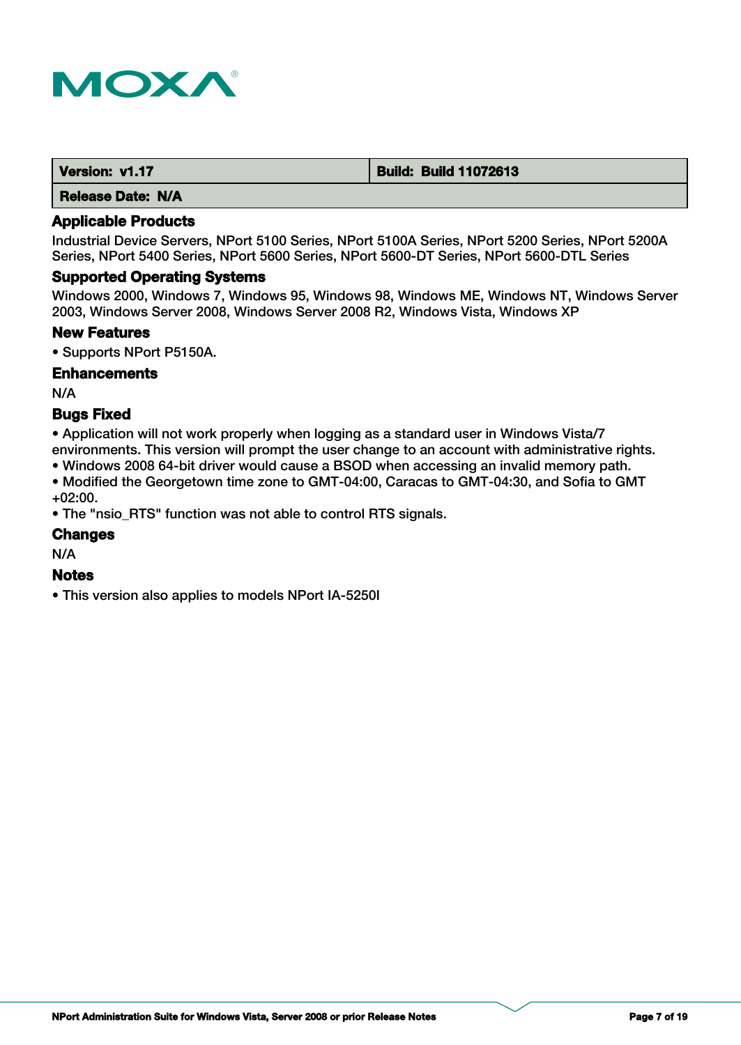| Version: v1.17 | Build: Build 11072613 |
| --- | --- |
| Release Date: N/A | |

### Applicable Products

Industrial Device Servers, NPort 5100 Series, NPort 5100A Series, NPort 5200 Series, NPort 5200A Series, NPort 5400 Series, NPort 5600 Series, NPort 5600-DT Series, NPort 5600-DTL Series

### Supported Operating Systems

Windows 2000, Windows 7, Windows 95, Windows 98, Windows ME, Windows NT, Windows Server 2003, Windows Server 2008, Windows Server 2008 R2, Windows Vista, Windows XP

### New Features

- Supports NPort P5150A.

### Enhancements

N/A

### Bugs Fixed

- Application will not work properly when logging as a standard user in Windows Vista/7 environments. This version will prompt the user change to an account with administrative rights.
- Windows 2008 64-bit driver would cause a BSOD when accessing an invalid memory path.
- Modified the Georgetown time zone to GMT-04:00, Caracas to GMT-04:30, and Sofia to GMT +02:00.
- The "nsio_RTS" function was not able to control RTS signals.

### Changes

N/A

### Notes

- This version also applies to models NPort IA-5250I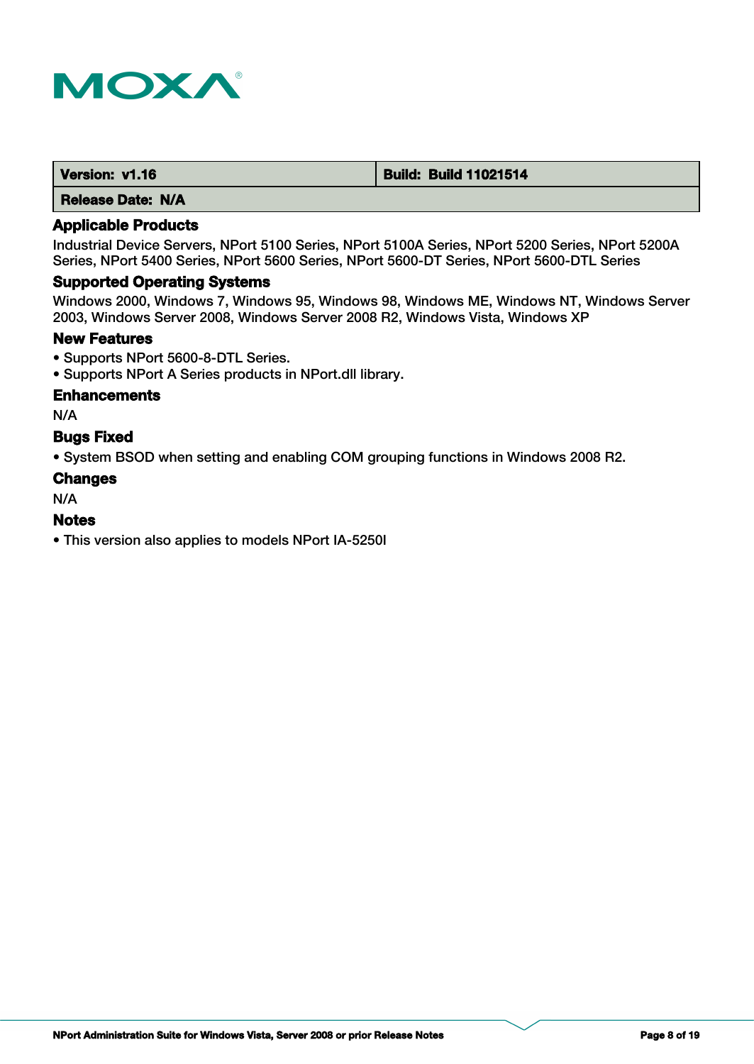| Version: v1.16 | Build: Build 11021514 |
| --- | --- |
| Release Date: N/A | |

### Applicable Products

Industrial Device Servers, NPort 5100 Series, NPort 5100A Series, NPort 5200 Series, NPort 5200A Series, NPort 5400 Series, NPort 5600 Series, NPort 5600-DT Series, NPort 5600-DTL Series

### Supported Operating Systems

Windows 2000, Windows 7, Windows 95, Windows 98, Windows ME, Windows NT, Windows Server 2003, Windows Server 2008, Windows Server 2008 R2, Windows Vista, Windows XP

### New Features

- Supports NPort 5600-8-DTL Series.
- Supports NPort A Series products in NPort.dll library.

### Enhancements

N/A

### Bugs Fixed

- System BSOD when setting and enabling COM grouping functions in Windows 2008 R2.

### Changes

N/A

### Notes

- This version also applies to models NPort IA-5250I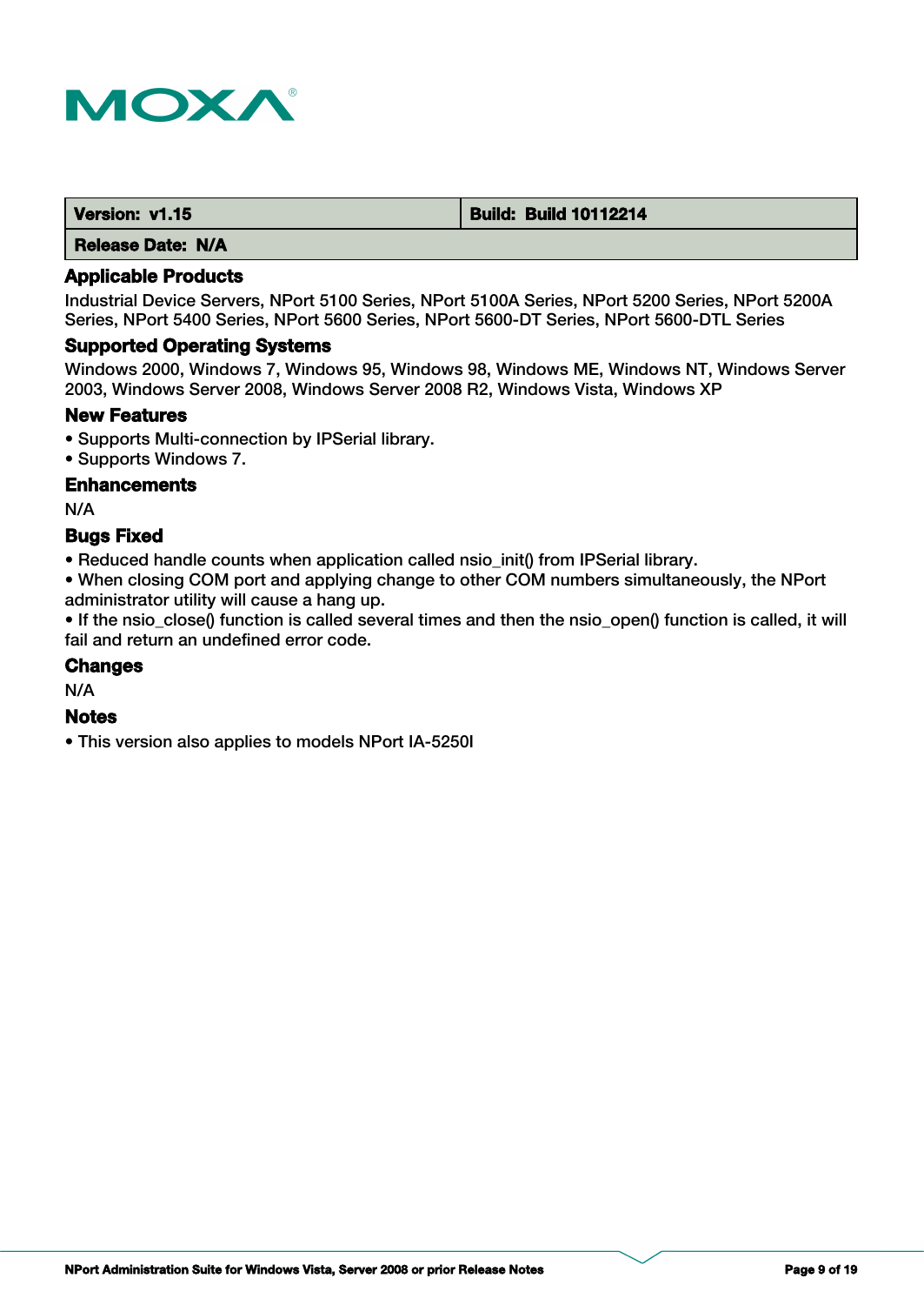| Version: v1.15 | Build: Build 10112214 |
| --- | --- |
| Release Date: N/A | |

### Applicable Products

Industrial Device Servers, NPort 5100 Series, NPort 5100A Series, NPort 5200 Series, NPort 5200A Series, NPort 5400 Series, NPort 5600 Series, NPort 5600-DT Series, NPort 5600-DTL Series

### Supported Operating Systems

Windows 2000, Windows 7, Windows 95, Windows 98, Windows ME, Windows NT, Windows Server 2003, Windows Server 2008, Windows Server 2008 R2, Windows Vista, Windows XP

### New Features

- Supports Multi-connection by IPSerial library.
- Supports Windows 7.

### Enhancements

N/A

### Bugs Fixed

- Reduced handle counts when application called nsio_init() from IPSerial library.
- When closing COM port and applying change to other COM numbers simultaneously, the NPort administrator utility will cause a hang up.
- If the nsio_close() function is called several times and then the nsio_open() function is called, it will fail and return an undefined error code.

### Changes

N/A

### Notes

- This version also applies to models NPort IA-5250I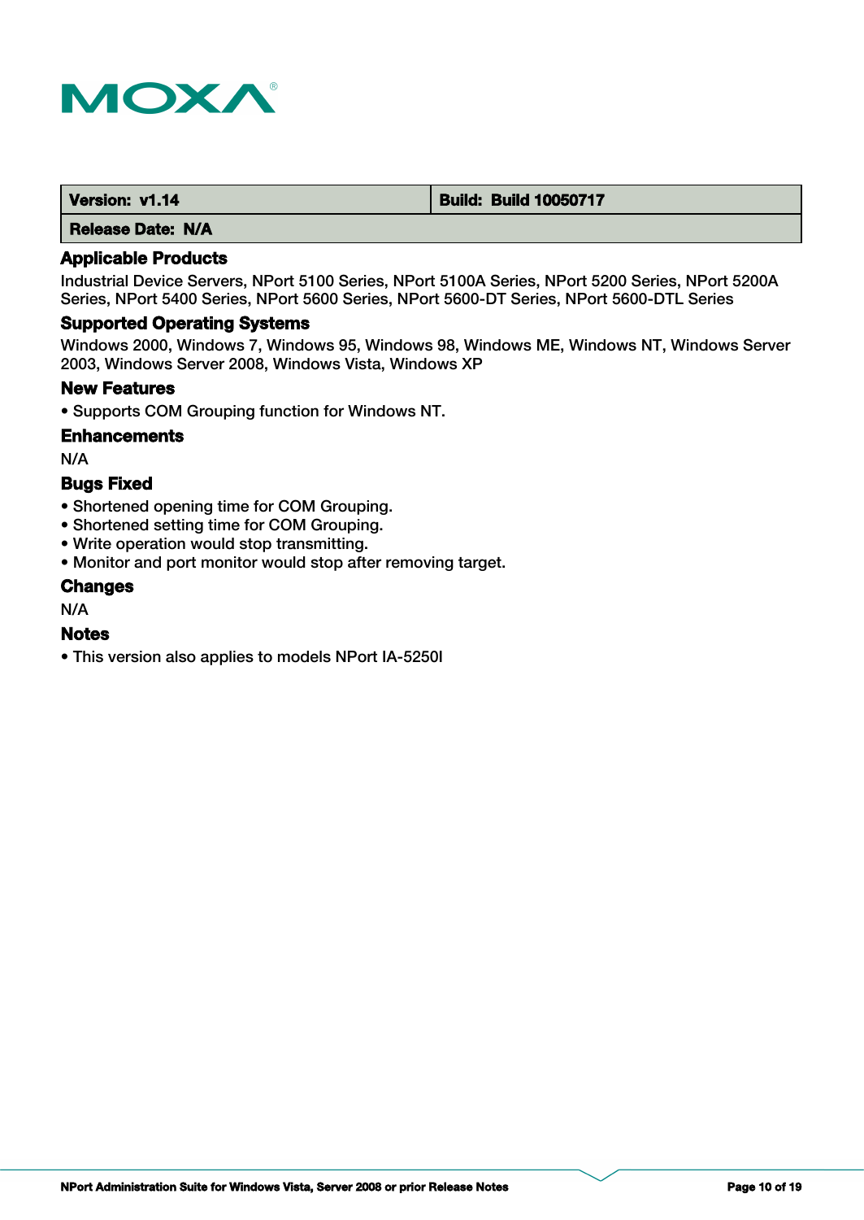| Version: v1.14 | Build: Build 10050717 |
| --- | --- |
| Release Date: N/A | |

### Applicable Products

Industrial Device Servers, NPort 5100 Series, NPort 5100A Series, NPort 5200 Series, NPort 5200A Series, NPort 5400 Series, NPort 5600 Series, NPort 5600-DT Series, NPort 5600-DTL Series

### Supported Operating Systems

Windows 2000, Windows 7, Windows 95, Windows 98, Windows ME, Windows NT, Windows Server 2003, Windows Server 2008, Windows Vista, Windows XP

### New Features

- Supports COM Grouping function for Windows NT.

### Enhancements

N/A

### Bugs Fixed

- Shortened opening time for COM Grouping.
- Shortened setting time for COM Grouping.
- Write operation would stop transmitting.
- Monitor and port monitor would stop after removing target.

### Changes

N/A

### Notes

- This version also applies to models NPort IA-5250I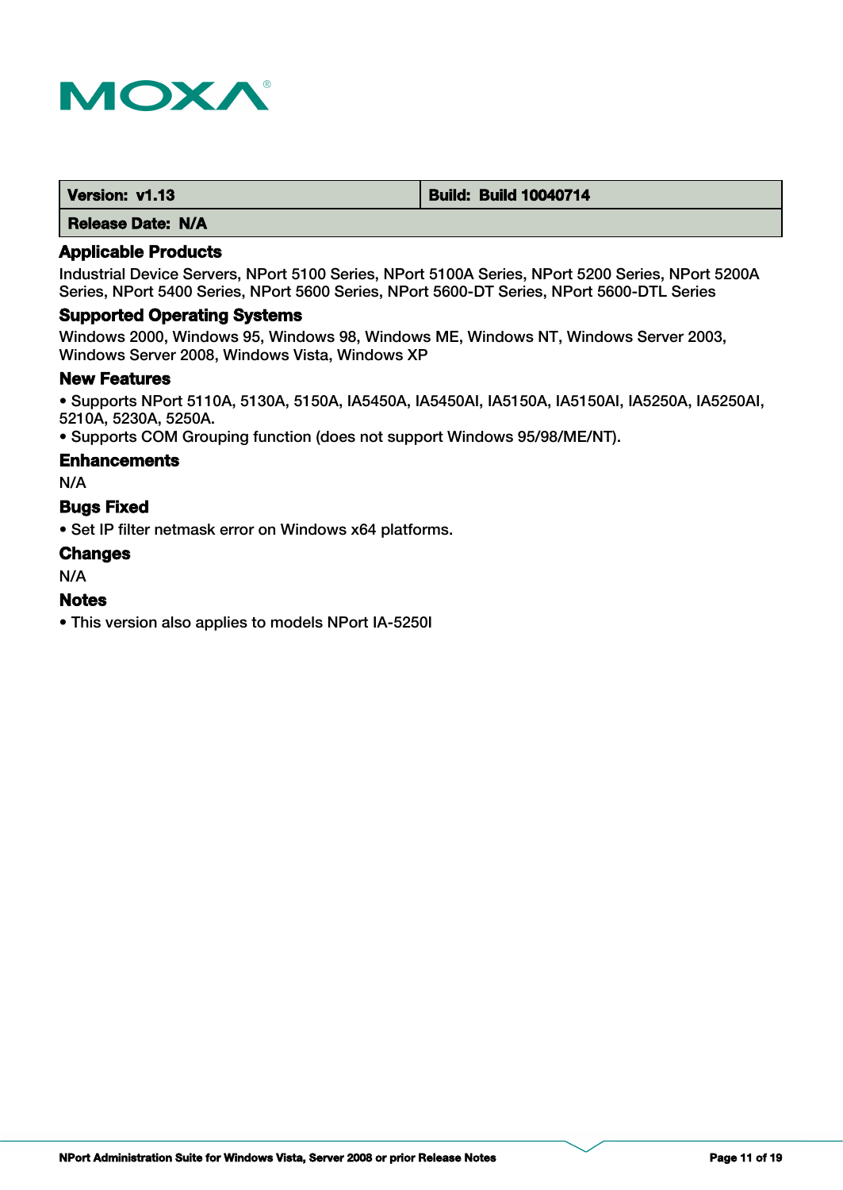| Version: v1.13 | Build: Build 10040714 |
| --- | --- |
| Release Date: N/A | |

### Applicable Products

Industrial Device Servers, NPort 5100 Series, NPort 5100A Series, NPort 5200 Series, NPort 5200A Series, NPort 5400 Series, NPort 5600 Series, NPort 5600-DT Series, NPort 5600-DTL Series

### Supported Operating Systems

Windows 2000, Windows 95, Windows 98, Windows ME, Windows NT, Windows Server 2003, Windows Server 2008, Windows Vista, Windows XP

### New Features

- Supports NPort 5110A, 5130A, 5150A, IA5450A, IA5450AI, IA5150A, IA5150AI, IA5250A, IA5250AI, 5210A, 5230A, 5250A.
- Supports COM Grouping function (does not support Windows 95/98/ME/NT).

### Enhancements

N/A

### Bugs Fixed

- Set IP filter netmask error on Windows x64 platforms.

### Changes

N/A

### Notes

- This version also applies to models NPort IA-5250I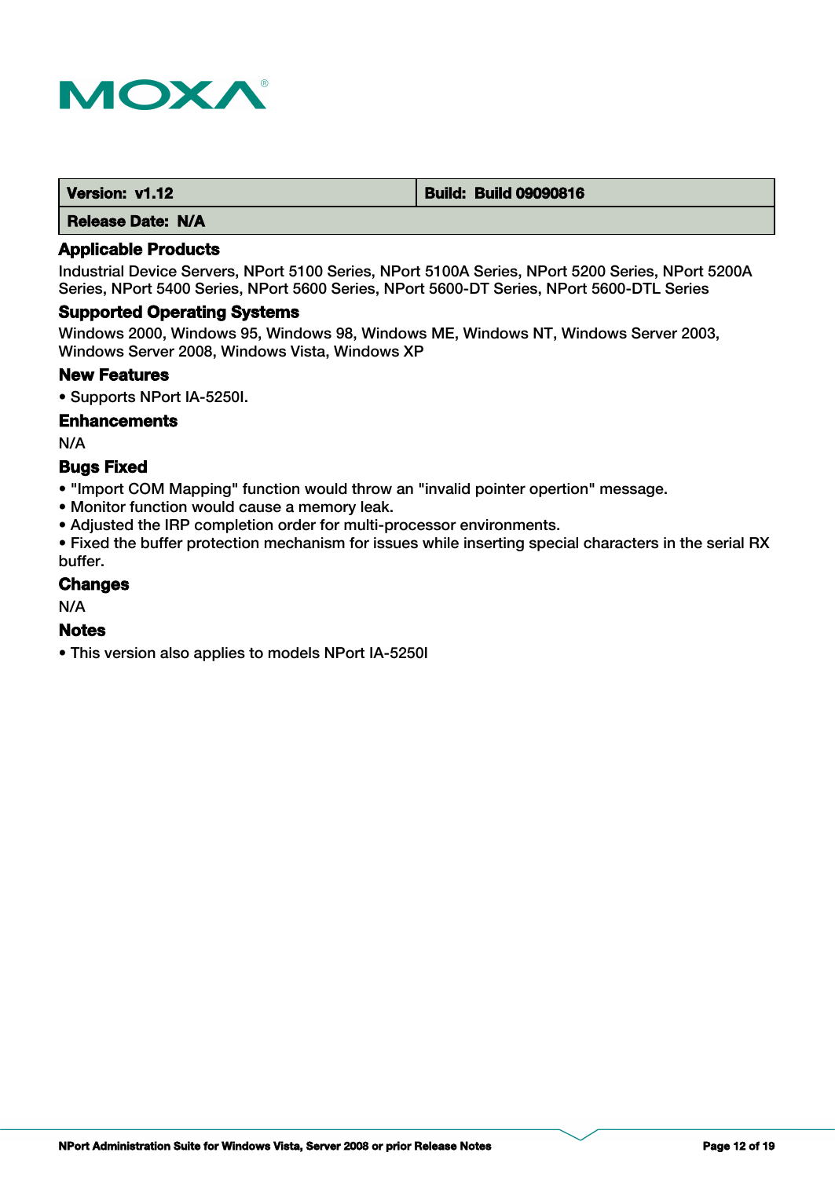| Version: v1.12 | Build: Build 09090816 |
| --- | --- |
| Release Date: N/A | |

### Applicable Products

Industrial Device Servers, NPort 5100 Series, NPort 5100A Series, NPort 5200 Series, NPort 5200A Series, NPort 5400 Series, NPort 5600 Series, NPort 5600-DT Series, NPort 5600-DTL Series

### Supported Operating Systems

Windows 2000, Windows 95, Windows 98, Windows ME, Windows NT, Windows Server 2003, Windows Server 2008, Windows Vista, Windows XP

### New Features

- Supports NPort IA-5250I.

### Enhancements

N/A

### Bugs Fixed

- "Import COM Mapping" function would throw an "invalid pointer opertion" message.
- Monitor function would cause a memory leak.
- Adjusted the IRP completion order for multi-processor environments.
- Fixed the buffer protection mechanism for issues while inserting special characters in the serial RX buffer.

### Changes

N/A

### Notes

- This version also applies to models NPort IA-5250I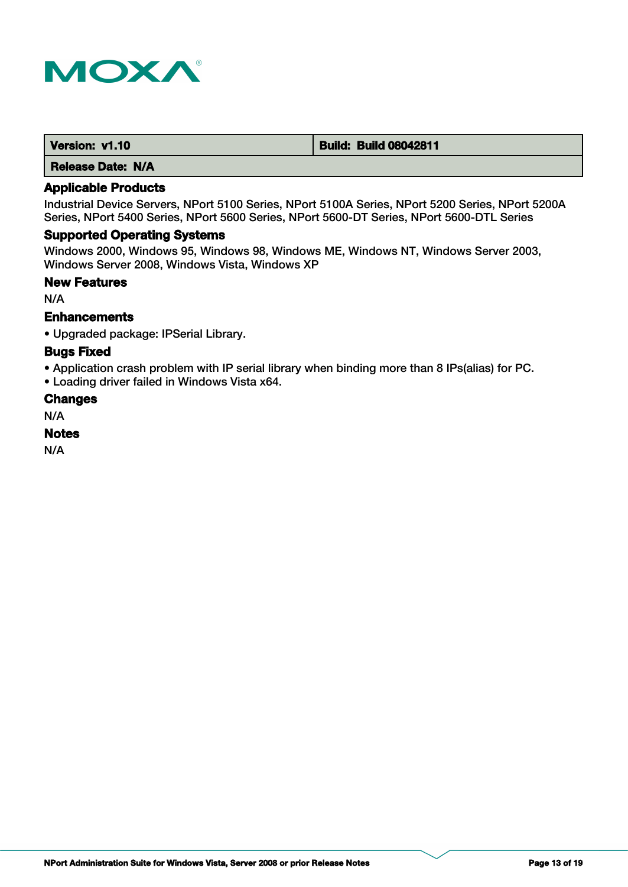| Version: v1.10 | Build: Build 08042811 |
| --- | --- |
| Release Date: N/A | |

### Applicable Products

Industrial Device Servers, NPort 5100 Series, NPort 5100A Series, NPort 5200 Series, NPort 5200A Series, NPort 5400 Series, NPort 5600 Series, NPort 5600-DT Series, NPort 5600-DTL Series

### Supported Operating Systems

Windows 2000, Windows 95, Windows 98, Windows ME, Windows NT, Windows Server 2003, Windows Server 2008, Windows Vista, Windows XP

### New Features

N/A

### Enhancements

• Upgraded package: IPSerial Library.

### Bugs Fixed

• Application crash problem with IP serial library when binding more than 8 IPs(alias) for PC.
• Loading driver failed in Windows Vista x64.

### Changes

N/A

### Notes

N/A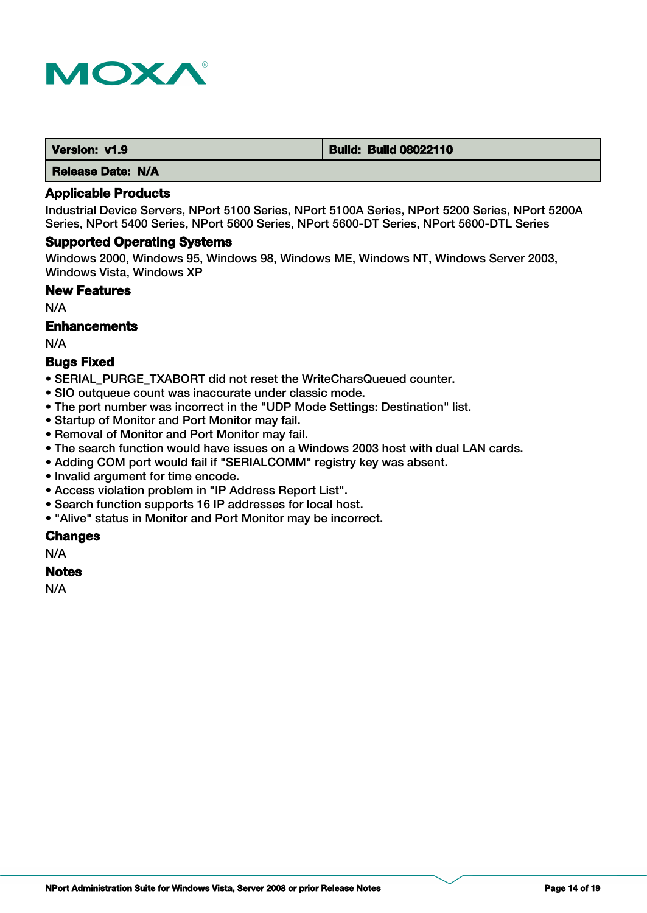| Version: v1.9 | Build: Build 08022110 |
| --- | --- |
| Release Date: N/A | |

### Applicable Products

Industrial Device Servers, NPort 5100 Series, NPort 5100A Series, NPort 5200 Series, NPort 5200A Series, NPort 5400 Series, NPort 5600 Series, NPort 5600-DT Series, NPort 5600-DTL Series

### Supported Operating Systems

Windows 2000, Windows 95, Windows 98, Windows ME, Windows NT, Windows Server 2003, Windows Vista, Windows XP

### New Features

N/A

### Enhancements

N/A

### Bugs Fixed

- SERIAL_PURGE_TXABORT did not reset the WriteCharsQueued counter.
- SIO outqueue count was inaccurate under classic mode.
- The port number was incorrect in the "UDP Mode Settings: Destination" list.
- Startup of Monitor and Port Monitor may fail.
- Removal of Monitor and Port Monitor may fail.
- The search function would have issues on a Windows 2003 host with dual LAN cards.
- Adding COM port would fail if "SERIALCOMM" registry key was absent.
- Invalid argument for time encode.
- Access violation problem in "IP Address Report List".
- Search function supports 16 IP addresses for local host.
- "Alive" status in Monitor and Port Monitor may be incorrect.

### Changes

N/A

### Notes

N/A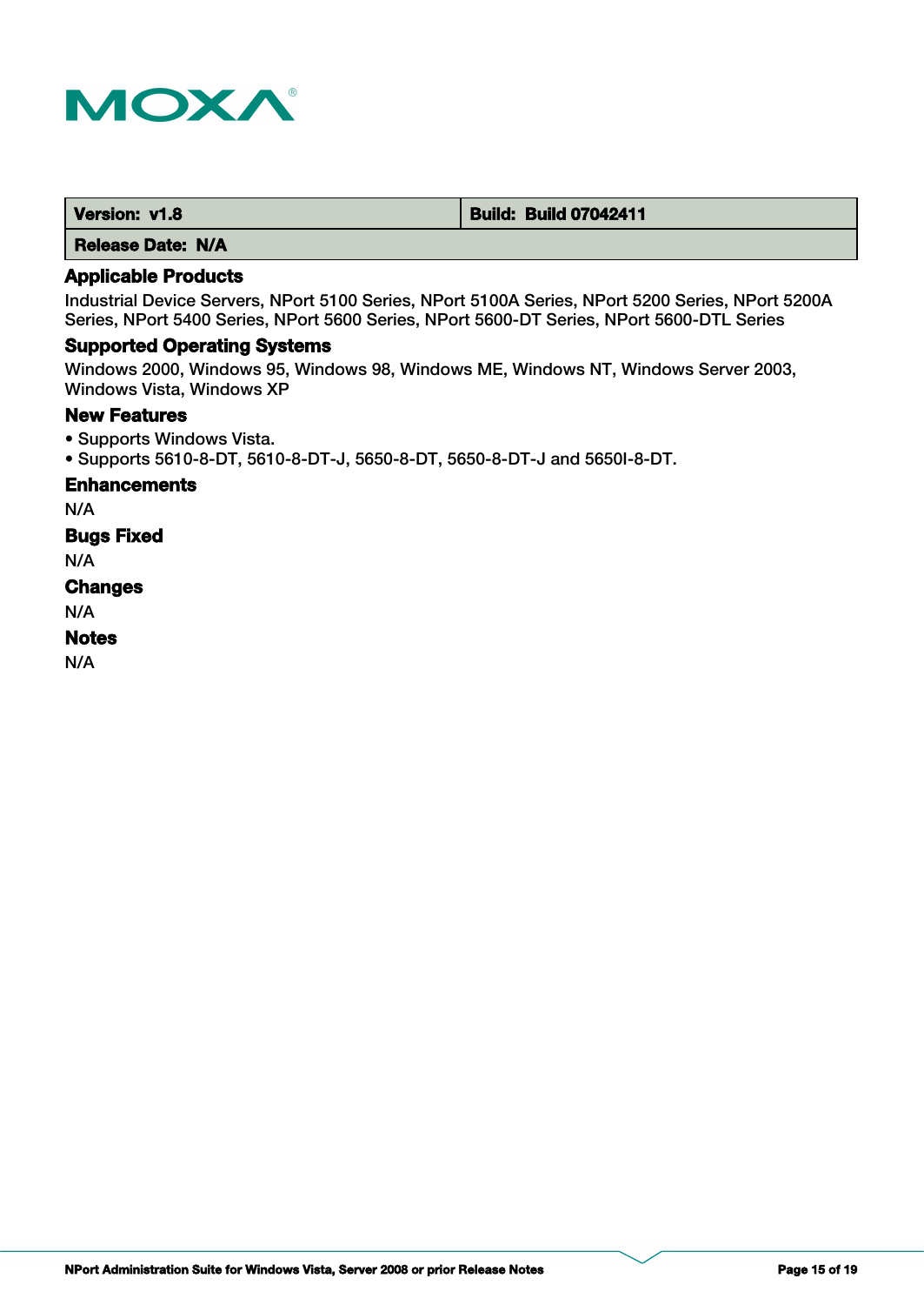| **Version: v1.8** | **Build: Build 07042411** |
| --- | --- |
| **Release Date: N/A** | |

### Applicable Products

Industrial Device Servers, NPort 5100 Series, NPort 5100A Series, NPort 5200 Series, NPort 5200A Series, NPort 5400 Series, NPort 5600 Series, NPort 5600-DT Series, NPort 5600-DTL Series

### Supported Operating Systems

Windows 2000, Windows 95, Windows 98, Windows ME, Windows NT, Windows Server 2003, Windows Vista, Windows XP

### New Features

- Supports Windows Vista.
- Supports 5610-8-DT, 5610-8-DT-J, 5650-8-DT, 5650-8-DT-J and 5650I-8-DT.

### Enhancements

N/A

### Bugs Fixed

N/A

### Changes

N/A

### Notes

N/A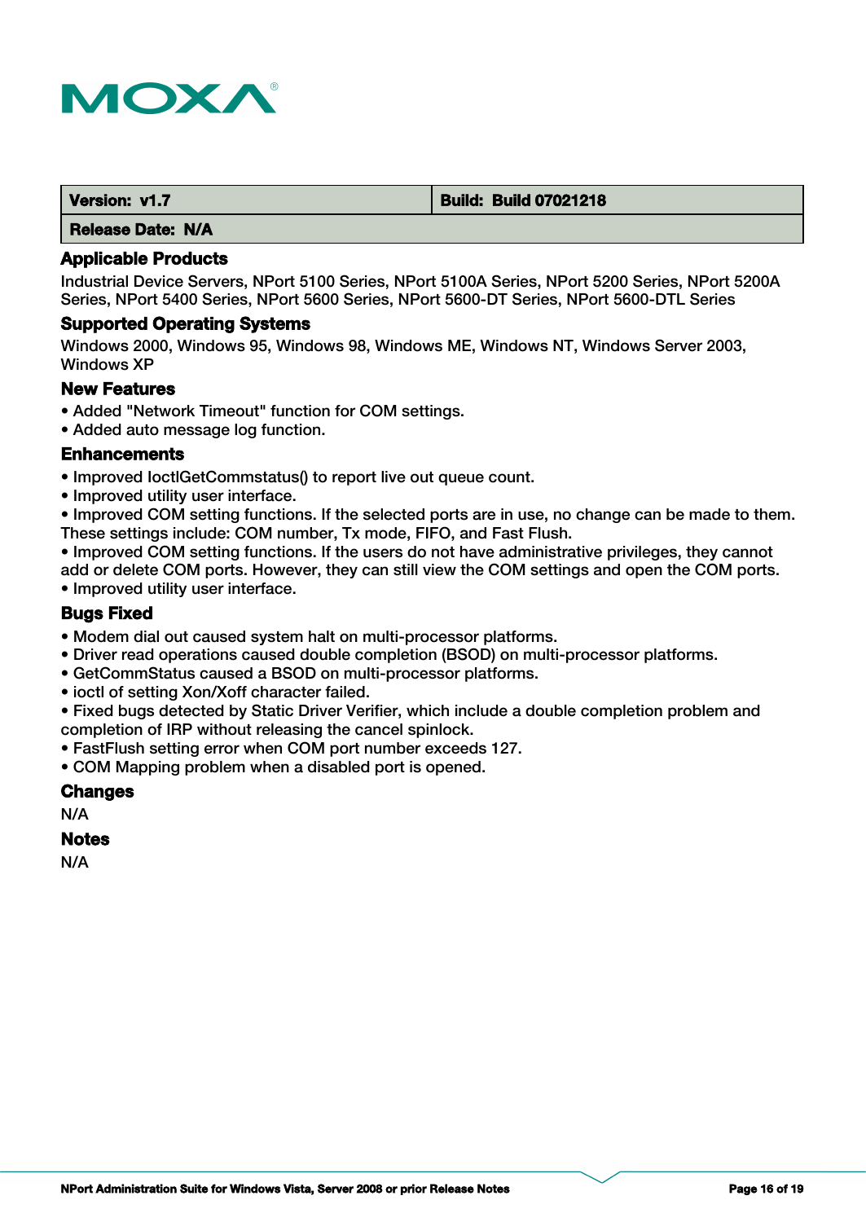| Version: v1.7 | Build: Build 07021218 |
| --- | --- |
| Release Date: N/A | |

### Applicable Products

Industrial Device Servers, NPort 5100 Series, NPort 5100A Series, NPort 5200 Series, NPort 5200A Series, NPort 5400 Series, NPort 5600 Series, NPort 5600-DT Series, NPort 5600-DTL Series

### Supported Operating Systems

Windows 2000, Windows 95, Windows 98, Windows ME, Windows NT, Windows Server 2003, Windows XP

### New Features

- Added "Network Timeout" function for COM settings.
- Added auto message log function.

### Enhancements

- Improved IoctlGetCommstatus() to report live out queue count.
- Improved utility user interface.
- Improved COM setting functions. If the selected ports are in use, no change can be made to them. These settings include: COM number, Tx mode, FIFO, and Fast Flush.
- Improved COM setting functions. If the users do not have administrative privileges, they cannot add or delete COM ports. However, they can still view the COM settings and open the COM ports.
- Improved utility user interface.

### Bugs Fixed

- Modem dial out caused system halt on multi-processor platforms.
- Driver read operations caused double completion (BSOD) on multi-processor platforms.
- GetCommStatus caused a BSOD on multi-processor platforms.
- ioctl of setting Xon/Xoff character failed.
- Fixed bugs detected by Static Driver Verifier, which include a double completion problem and completion of IRP without releasing the cancel spinlock.
- FastFlush setting error when COM port number exceeds 127.
- COM Mapping problem when a disabled port is opened.

### Changes

N/A

### Notes

N/A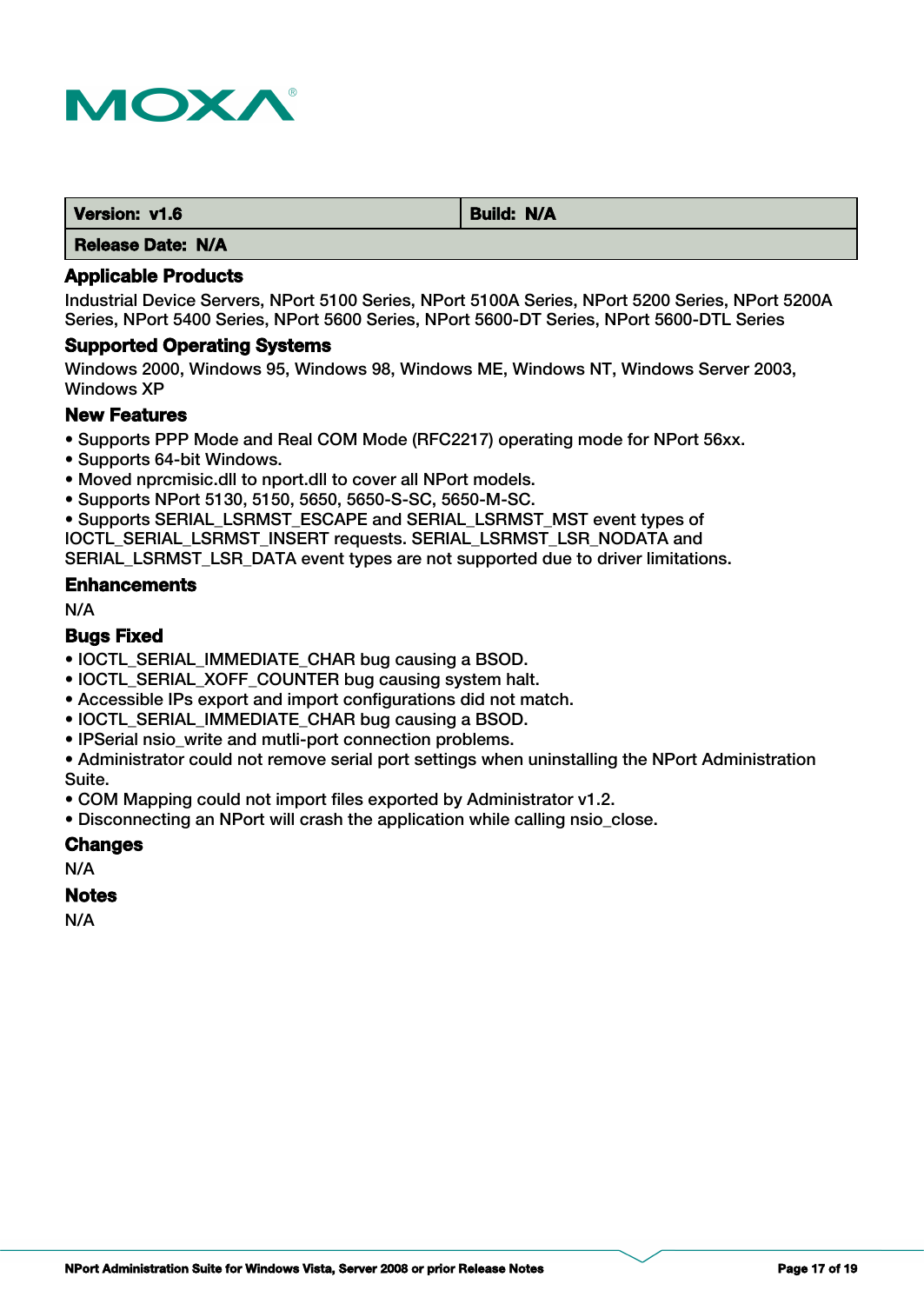| Version: v1.6 | Build: N/A |
| --- | --- |
| Release Date: N/A | |

### Applicable Products

Industrial Device Servers, NPort 5100 Series, NPort 5100A Series, NPort 5200 Series, NPort 5200A Series, NPort 5400 Series, NPort 5600 Series, NPort 5600-DT Series, NPort 5600-DTL Series

### Supported Operating Systems

Windows 2000, Windows 95, Windows 98, Windows ME, Windows NT, Windows Server 2003, Windows XP

### New Features

- Supports PPP Mode and Real COM Mode (RFC2217) operating mode for NPort 56xx.
- Supports 64-bit Windows.
- Moved nprcmisic.dll to nport.dll to cover all NPort models.
- Supports NPort 5130, 5150, 5650, 5650-S-SC, 5650-M-SC.
- Supports SERIAL_LSRMST_ESCAPE and SERIAL_LSRMST_MST event types of IOCTL_SERIAL_LSRMST_INSERT requests. SERIAL_LSRMST_LSR_NODATA and SERIAL_LSRMST_LSR_DATA event types are not supported due to driver limitations.

### Enhancements

N/A

### Bugs Fixed

- IOCTL_SERIAL_IMMEDIATE_CHAR bug causing a BSOD.
- IOCTL_SERIAL_XOFF_COUNTER bug causing system halt.
- Accessible IPs export and import configurations did not match.
- IOCTL_SERIAL_IMMEDIATE_CHAR bug causing a BSOD.
- IPSerial nsio_write and mutli-port connection problems.
- Administrator could not remove serial port settings when uninstalling the NPort Administration Suite.
- COM Mapping could not import files exported by Administrator v1.2.
- Disconnecting an NPort will crash the application while calling nsio_close.

### Changes

N/A

### Notes

N/A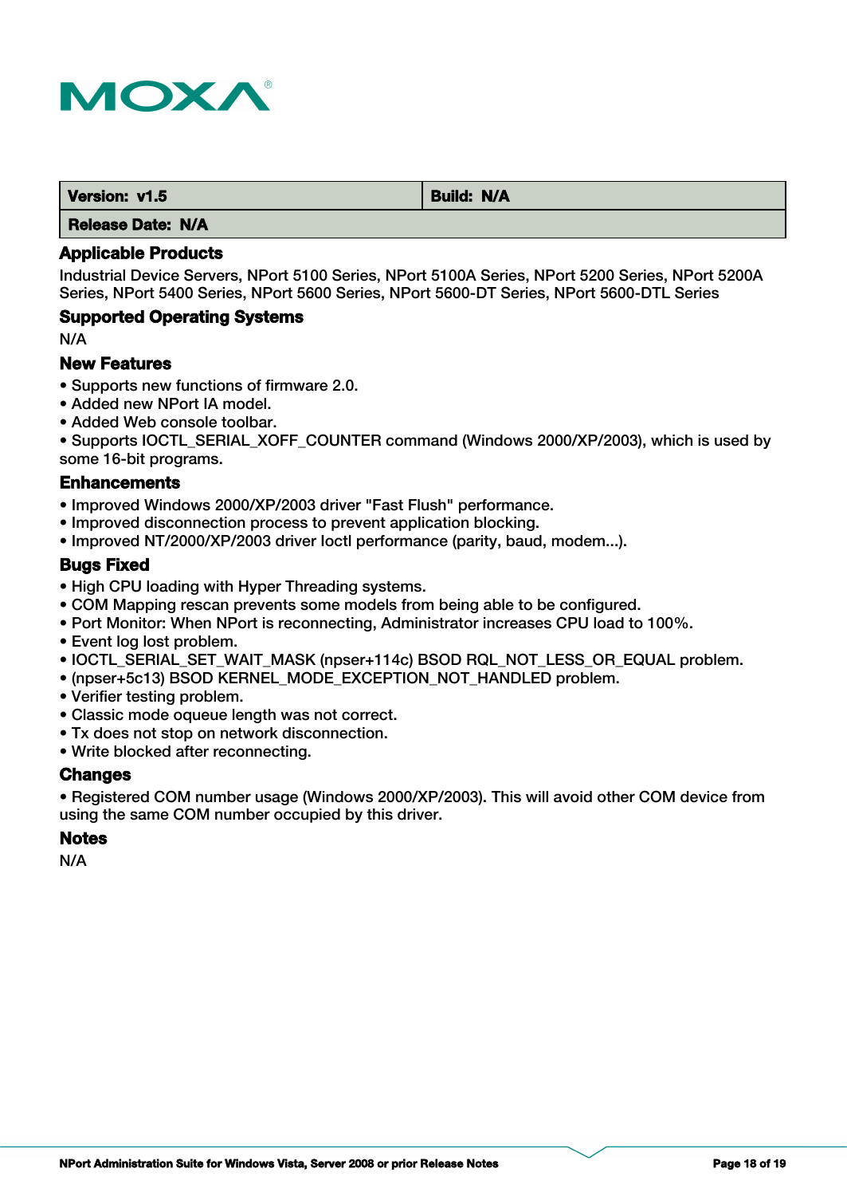| Version: v1.5 | Build: N/A |
| --- | --- |
| Release Date: N/A | |

### Applicable Products

Industrial Device Servers, NPort 5100 Series, NPort 5100A Series, NPort 5200 Series, NPort 5200A Series, NPort 5400 Series, NPort 5600 Series, NPort 5600-DT Series, NPort 5600-DTL Series

### Supported Operating Systems

N/A

### New Features

- Supports new functions of firmware 2.0.
- Added new NPort IA model.
- Added Web console toolbar.
- Supports IOCTL_SERIAL_XOFF_COUNTER command (Windows 2000/XP/2003), which is used by some 16-bit programs.

### Enhancements

- Improved Windows 2000/XP/2003 driver "Fast Flush" performance.
- Improved disconnection process to prevent application blocking.
- Improved NT/2000/XP/2003 driver Ioctl performance (parity, baud, modem...).

### Bugs Fixed

- High CPU loading with Hyper Threading systems.
- COM Mapping rescan prevents some models from being able to be configured.
- Port Monitor: When NPort is reconnecting, Administrator increases CPU load to 100%.
- Event log lost problem.
- IOCTL_SERIAL_SET_WAIT_MASK (npser+114c) BSOD RQL_NOT_LESS_OR_EQUAL problem.
- (npser+5c13) BSOD KERNEL_MODE_EXCEPTION_NOT_HANDLED problem.
- Verifier testing problem.
- Classic mode oqueue length was not correct.
- Tx does not stop on network disconnection.
- Write blocked after reconnecting.

### Changes

- Registered COM number usage (Windows 2000/XP/2003). This will avoid other COM device from using the same COM number occupied by this driver.

### Notes

N/A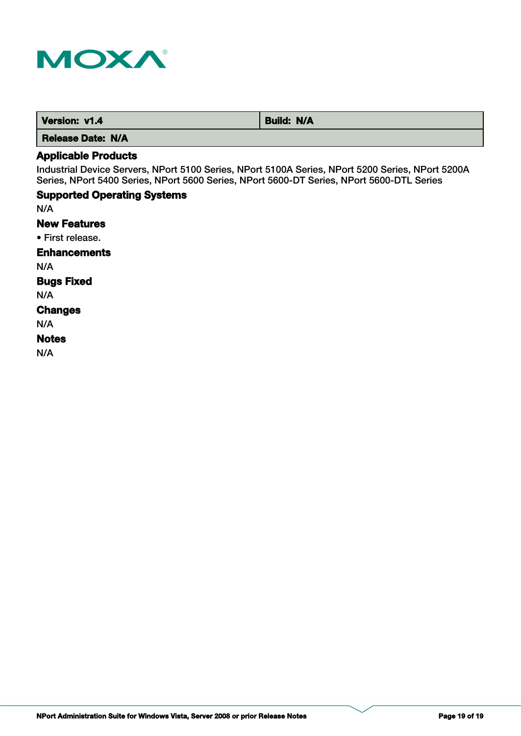| Version: v1.4 | Build: N/A |
| --- | --- |
| Release Date: N/A | |

### Applicable Products

Industrial Device Servers, NPort 5100 Series, NPort 5100A Series, NPort 5200 Series, NPort 5200A Series, NPort 5400 Series, NPort 5600 Series, NPort 5600-DT Series, NPort 5600-DTL Series

### Supported Operating Systems

N/A

### New Features

- First release.

### Enhancements

N/A

### Bugs Fixed

N/A

### Changes

N/A

### Notes

N/A